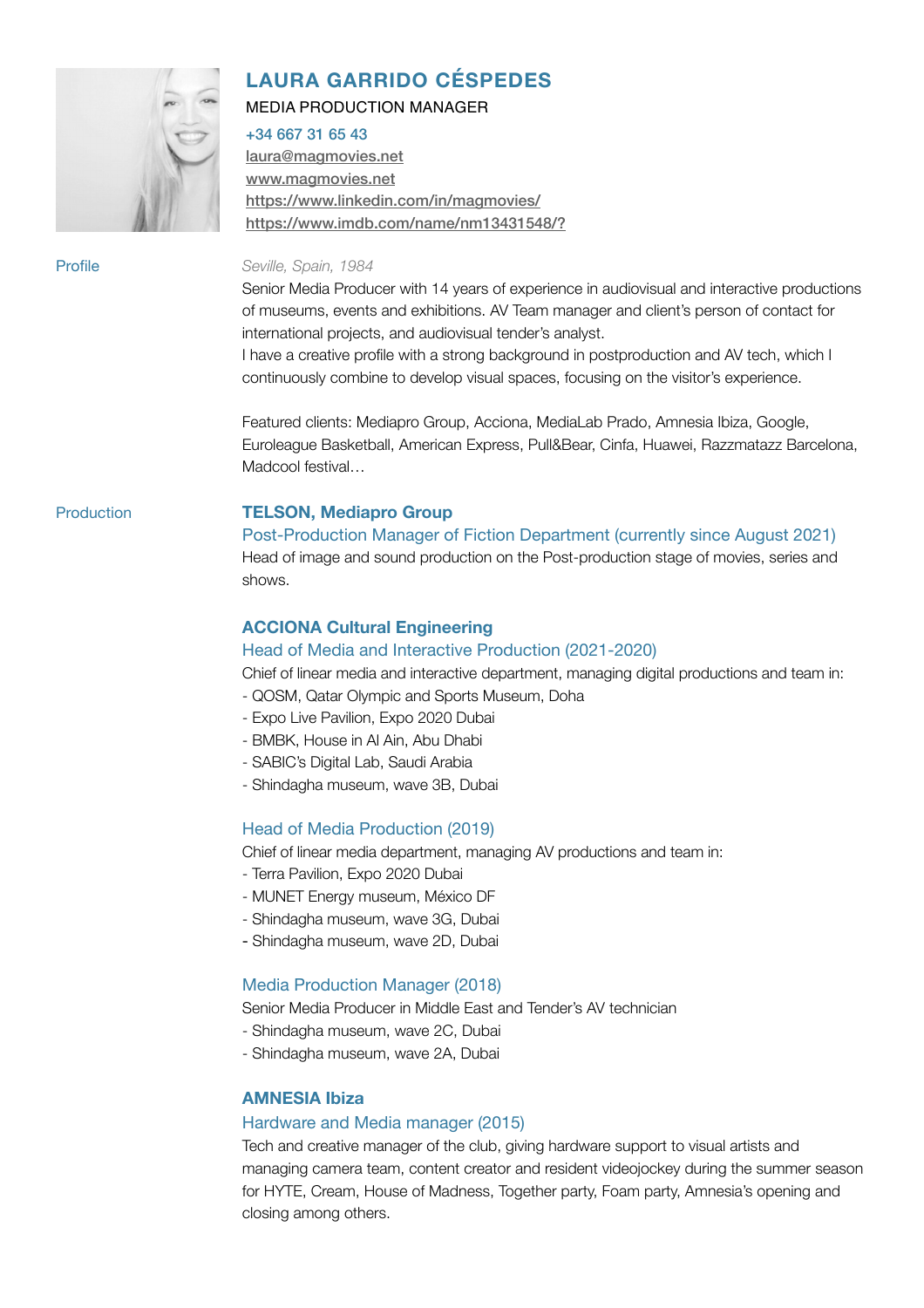# LAURA GARRIDO CÉSPEDES

MEDIA PRODUCTION MANAGER

+34 667 31 65 43
laura@magmovies.net
www.magmovies.net
https://www.linkedin.com/in/magmovies/
https://www.imdb.com/name/nm13431548/?

## Profile

*Seville, Spain, 1984*

Senior Media Producer with 14 years of experience in audiovisual and interactive productions of museums, events and exhibitions. AV Team manager and client's person of contact for international projects, and audiovisual tender's analyst.
I have a creative profile with a strong background in postproduction and AV tech, which I continuously combine to develop visual spaces, focusing on the visitor's experience.

Featured clients: Mediapro Group, Acciona, MediaLab Prado, Amnesia Ibiza, Google, Euroleague Basketball, American Express, Pull&Bear, Cinfa, Huawei, Razzmatazz Barcelona, Madcool festival…

## Production

### TELSON, Mediapro Group

Post-Production Manager of Fiction Department (currently since August 2021)

Head of image and sound production on the Post-production stage of movies, series and shows.

### ACCIONA Cultural Engineering

Head of Media and Interactive Production (2021-2020)

Chief of linear media and interactive department, managing digital productions and team in:

- QOSM, Qatar Olympic and Sports Museum, Doha
- Expo Live Pavilion, Expo 2020 Dubai
- BMBK, House in Al Ain, Abu Dhabi
- SABIC's Digital Lab, Saudi Arabia
- Shindagha museum, wave 3B, Dubai

Head of Media Production (2019)

Chief of linear media department, managing AV productions and team in:

- Terra Pavilion, Expo 2020 Dubai
- MUNET Energy museum, México DF
- Shindagha museum, wave 3G, Dubai
- Shindagha museum, wave 2D, Dubai

Media Production Manager (2018)

Senior Media Producer in Middle East and Tender's AV technician

- Shindagha museum, wave 2C, Dubai
- Shindagha museum, wave 2A, Dubai

### AMNESIA Ibiza

Hardware and Media manager (2015)

Tech and creative manager of the club, giving hardware support to visual artists and managing camera team, content creator and resident videojockey during the summer season for HYTE, Cream, House of Madness, Together party, Foam party, Amnesia's opening and closing among others.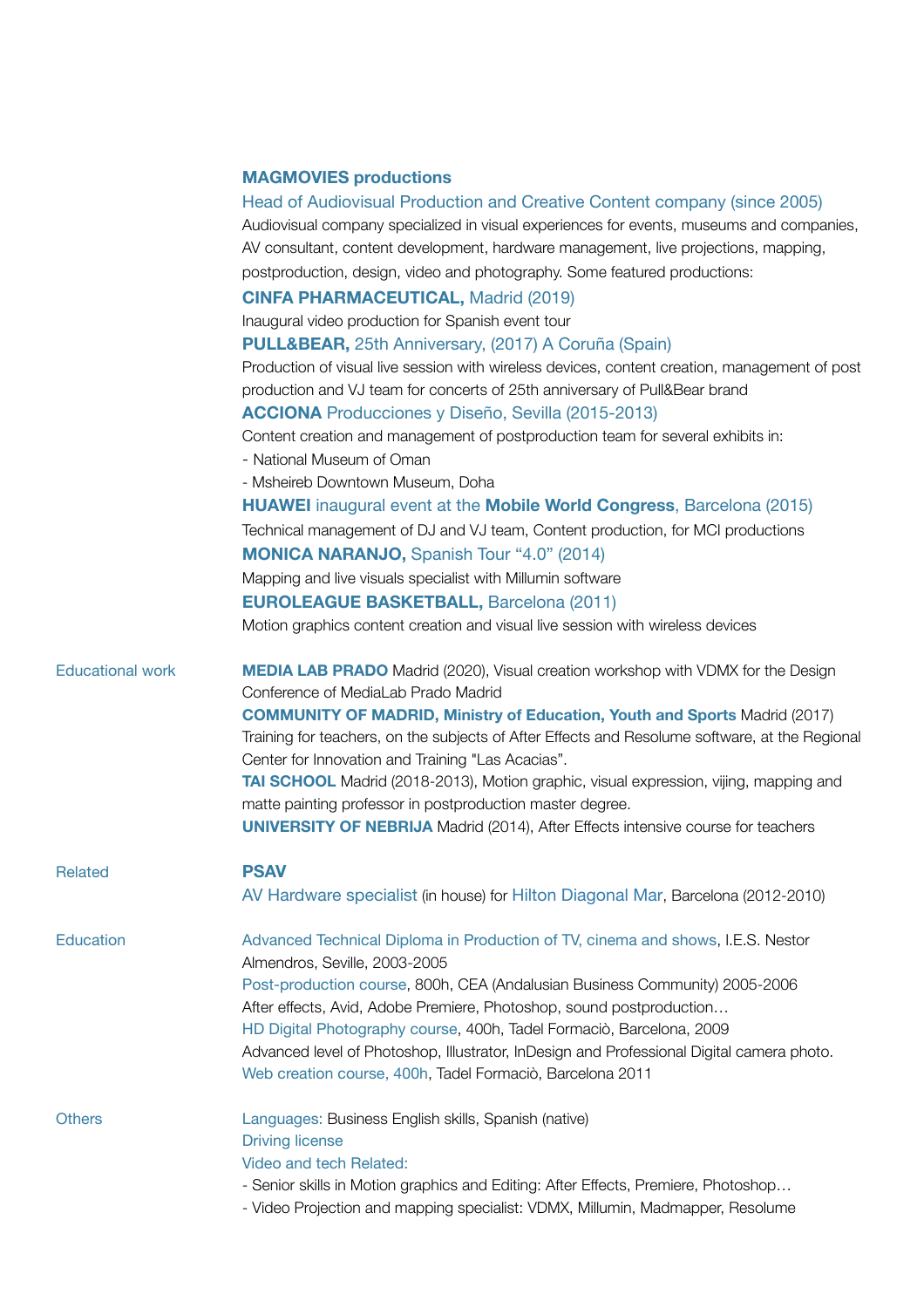**MAGMOVIES productions**

Head of Audiovisual Production and Creative Content company (since 2005)

Audiovisual company specialized in visual experiences for events, museums and companies, AV consultant, content development, hardware management, live projections, mapping, postproduction, design, video and photography. Some featured productions:

**CINFA PHARMACEUTICAL,** Madrid (2019)

Inaugural video production for Spanish event tour

**PULL&BEAR,** 25th Anniversary, (2017) A Coruña (Spain)

Production of visual live session with wireless devices, content creation, management of post production and VJ team for concerts of 25th anniversary of Pull&Bear brand

**ACCIONA** Producciones y Diseño, Sevilla (2015-2013)

Content creation and management of postproduction team for several exhibits in:

- National Museum of Oman
- Msheireb Downtown Museum, Doha

**HUAWEI** inaugural event at the **Mobile World Congress**, Barcelona (2015)

Technical management of DJ and VJ team, Content production, for MCI productions

**MONICA NARANJO,** Spanish Tour “4.0” (2014)

Mapping and live visuals specialist with Millumin software

**EUROLEAGUE BASKETBALL,** Barcelona (2011)

Motion graphics content creation and visual live session with wireless devices

## Educational work

**MEDIA LAB PRADO** Madrid (2020), Visual creation workshop with VDMX for the Design Conference of MediaLab Prado Madrid

**COMMUNITY OF MADRID, Ministry of Education, Youth and Sports** Madrid (2017) Training for teachers, on the subjects of After Effects and Resolume software, at the Regional Center for Innovation and Training "Las Acacias”.

**TAI SCHOOL** Madrid (2018-2013), Motion graphic, visual expression, vijing, mapping and matte painting professor in postproduction master degree.

**UNIVERSITY OF NEBRIJA** Madrid (2014), After Effects intensive course for teachers

## Related

**PSAV**

AV Hardware specialist (in house) for Hilton Diagonal Mar, Barcelona (2012-2010)

## Education

Advanced Technical Diploma in Production of TV, cinema and shows, I.E.S. Nestor Almendros, Seville, 2003-2005

Post-production course, 800h, CEA (Andalusian Business Community) 2005-2006

After effects, Avid, Adobe Premiere, Photoshop, sound postproduction…

HD Digital Photography course, 400h, Tadel Formació, Barcelona, 2009

Advanced level of Photoshop, Illustrator, InDesign and Professional Digital camera photo.

Web creation course, 400h, Tadel Formació, Barcelona 2011

## Others

Languages: Business English skills, Spanish (native)

Driving license

Video and tech Related:

- Senior skills in Motion graphics and Editing: After Effects, Premiere, Photoshop…
- Video Projection and mapping specialist: VDMX, Millumin, Madmapper, Resolume